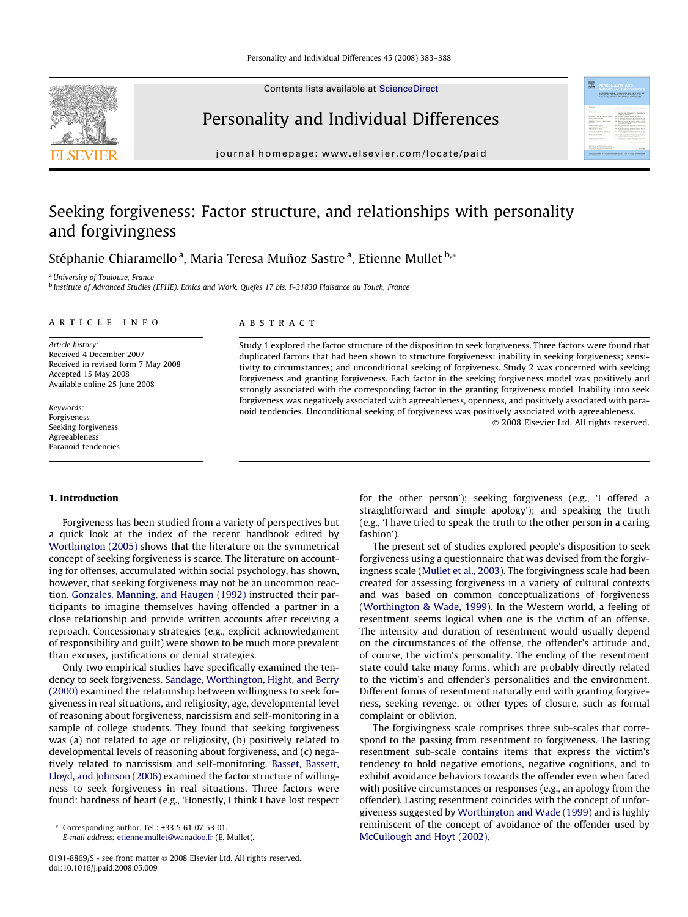# Seeking forgiveness: Factor structure, and relationships with personality and forgivingness

Stéphanie Chiaramello [a], Maria Teresa Muñoz Sastre [a], Etienne Mullet [b,*]

[a] University of Toulouse, France

[b] Institute of Advanced Studies (EPHE), Ethics and Work, Quefes 17 bis, F-31830 Plaisance du Touch, France

## ARTICLE INFO

*Article history:*
Received 4 December 2007
Received in revised form 7 May 2008
Accepted 15 May 2008
Available online 25 June 2008

*Keywords:*
Forgiveness
Seeking forgiveness
Agreeableness
Paranoid tendencies

## ABSTRACT

Study 1 explored the factor structure of the disposition to seek forgiveness. Three factors were found that duplicated factors that had been shown to structure forgiveness: inability in seeking forgiveness; sensitivity to circumstances; and unconditional seeking of forgiveness. Study 2 was concerned with seeking forgiveness and granting forgiveness. Each factor in the seeking forgiveness model was positively and strongly associated with the corresponding factor in the granting forgiveness model. Inability into seek forgiveness was negatively associated with agreeableness, openness, and positively associated with paranoid tendencies. Unconditional seeking of forgiveness was positively associated with agreeableness.

© 2008 Elsevier Ltd. All rights reserved.

## 1. Introduction

Forgiveness has been studied from a variety of perspectives but a quick look at the index of the recent handbook edited by Worthington (2005) shows that the literature on the symmetrical concept of seeking forgiveness is scarce. The literature on accounting for offenses, accumulated within social psychology, has shown, however, that seeking forgiveness may not be an uncommon reaction. Gonzales, Manning, and Haugen (1992) instructed their participants to imagine themselves having offended a partner in a close relationship and provide written accounts after receiving a reproach. Concessionary strategies (e.g., explicit acknowledgment of responsibility and guilt) were shown to be much more prevalent than excuses, justifications or denial strategies.

Only two empirical studies have specifically examined the tendency to seek forgiveness. Sandage, Worthington, Hight, and Berry (2000) examined the relationship between willingness to seek forgiveness in real situations, and religiosity, age, developmental level of reasoning about forgiveness, narcissism and self-monitoring in a sample of college students. They found that seeking forgiveness was (a) not related to age or religiosity, (b) positively related to developmental levels of reasoning about forgiveness, and (c) negatively related to narcissism and self-monitoring. Basset, Bassett, Lloyd, and Johnson (2006) examined the factor structure of willingness to seek forgiveness in real situations. Three factors were found: hardness of heart (e.g., 'Honestly, I think I have lost respect for the other person'); seeking forgiveness (e.g., 'I offered a straightforward and simple apology'); and speaking the truth (e.g., 'I have tried to speak the truth to the other person in a caring fashion').

The present set of studies explored people's disposition to seek forgiveness using a questionnaire that was devised from the forgivingness scale (Mullet et al., 2003). The forgivingness scale had been created for assessing forgiveness in a variety of cultural contexts and was based on common conceptualizations of forgiveness (Worthington & Wade, 1999). In the Western world, a feeling of resentment seems logical when one is the victim of an offense. The intensity and duration of resentment would usually depend on the circumstances of the offense, the offender's attitude and, of course, the victim's personality. The ending of the resentment state could take many forms, which are probably directly related to the victim's and offender's personalities and the environment. Different forms of resentment naturally end with granting forgiveness, seeking revenge, or other types of closure, such as formal complaint or oblivion.

The forgivingness scale comprises three sub-scales that correspond to the passing from resentment to forgiveness. The lasting resentment sub-scale contains items that express the victim's tendency to hold negative emotions, negative cognitions, and to exhibit avoidance behaviors towards the offender even when faced with positive circumstances or responses (e.g., an apology from the offender). Lasting resentment coincides with the concept of unforgiveness suggested by Worthington and Wade (1999) and is highly reminiscent of the concept of avoidance of the offender used by McCullough and Hoyt (2002).

* Corresponding author. Tel.: +33 5 61 07 53 01.
*E-mail address:* etienne.mullet@wanadoo.fr (E. Mullet).

0191-8869/$ - see front matter © 2008 Elsevier Ltd. All rights reserved.
doi:10.1016/j.paid.2008.05.009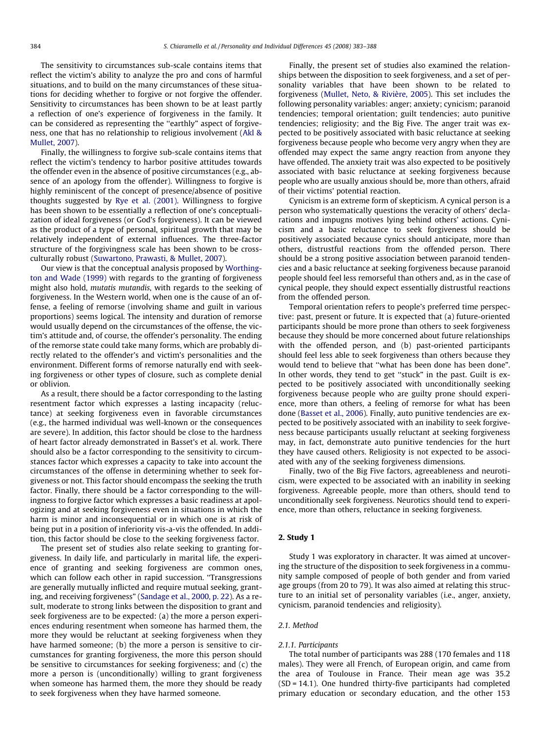The sensitivity to circumstances sub-scale contains items that reflect the victim's ability to analyze the pro and cons of harmful situations, and to build on the many circumstances of these situations for deciding whether to forgive or not forgive the offender. Sensitivity to circumstances has been shown to be at least partly a reflection of one's experience of forgiveness in the family. It can be considered as representing the "earthly" aspect of forgiveness, one that has no relationship to religious involvement (Akl & Mullet, 2007).

Finally, the willingness to forgive sub-scale contains items that reflect the victim's tendency to harbor positive attitudes towards the offender even in the absence of positive circumstances (e.g., absence of an apology from the offender). Willingness to forgive is highly reminiscent of the concept of presence/absence of positive thoughts suggested by Rye et al. (2001). Willingness to forgive has been shown to be essentially a reflection of one's conceptualization of ideal forgiveness (or God's forgiveness). It can be viewed as the product of a type of personal, spiritual growth that may be relatively independent of external influences. The three-factor structure of the forgivingness scale has been shown to be cross-culturally robust (Suwartono, Prawasti, & Mullet, 2007).

Our view is that the conceptual analysis proposed by Worthington and Wade (1999) with regards to the granting of forgiveness might also hold, *mutatis mutandis*, with regards to the seeking of forgiveness. In the Western world, when one is the cause of an offense, a feeling of remorse (involving shame and guilt in various proportions) seems logical. The intensity and duration of remorse would usually depend on the circumstances of the offense, the victim's attitude and, of course, the offender's personality. The ending of the remorse state could take many forms, which are probably directly related to the offender's and victim's personalities and the environment. Different forms of remorse naturally end with seeking forgiveness or other types of closure, such as complete denial or oblivion.

As a result, there should be a factor corresponding to the lasting resentment factor which expresses a lasting incapacity (reluctance) at seeking forgiveness even in favorable circumstances (e.g., the harmed individual was well-known or the consequences are severe). In addition, this factor should be close to the hardness of heart factor already demonstrated in Basset's et al. work. There should also be a factor corresponding to the sensitivity to circumstances factor which expresses a capacity to take into account the circumstances of the offense in determining whether to seek forgiveness or not. This factor should encompass the seeking the truth factor. Finally, there should be a factor corresponding to the willingness to forgive factor which expresses a basic readiness at apologizing and at seeking forgiveness even in situations in which the harm is minor and inconsequential or in which one is at risk of being put in a position of inferiority vis-a-vis the offended. In addition, this factor should be close to the seeking forgiveness factor.

The present set of studies also relate seeking to granting forgiveness. In daily life, and particularly in marital life, the experience of granting and seeking forgiveness are common ones, which can follow each other in rapid succession. "Transgressions are generally mutually inflicted and require mutual seeking, granting, and receiving forgiveness" (Sandage et al., 2000, p. 22). As a result, moderate to strong links between the disposition to grant and seek forgiveness are to be expected: (a) the more a person experiences enduring resentment when someone has harmed them, the more they would be reluctant at seeking forgiveness when they have harmed someone; (b) the more a person is sensitive to circumstances for granting forgiveness, the more this person should be sensitive to circumstances for seeking forgiveness; and (c) the more a person is (unconditionally) willing to grant forgiveness when someone has harmed them, the more they should be ready to seek forgiveness when they have harmed someone.

Finally, the present set of studies also examined the relationships between the disposition to seek forgiveness, and a set of personality variables that have been shown to be related to forgiveness (Mullet, Neto, & Rivière, 2005). This set includes the following personality variables: anger; anxiety; cynicism; paranoid tendencies; temporal orientation; guilt tendencies; auto punitive tendencies; religiosity; and the Big Five. The anger trait was expected to be positively associated with basic reluctance at seeking forgiveness because people who become very angry when they are offended may expect the same angry reaction from anyone they have offended. The anxiety trait was also expected to be positively associated with basic reluctance at seeking forgiveness because people who are usually anxious should be, more than others, afraid of their victims' potential reaction.

Cynicism is an extreme form of skepticism. A cynical person is a person who systematically questions the veracity of others' declarations and impugns motives lying behind others' actions. Cynicism and a basic reluctance to seek forgiveness should be positively associated because cynics should anticipate, more than others, distrustful reactions from the offended person. There should be a strong positive association between paranoid tendencies and a basic reluctance at seeking forgiveness because paranoid people should feel less remorseful than others and, as in the case of cynical people, they should expect essentially distrustful reactions from the offended person.

Temporal orientation refers to people's preferred time perspective: past, present or future. It is expected that (a) future-oriented participants should be more prone than others to seek forgiveness because they should be more concerned about future relationships with the offended person, and (b) past-oriented participants should feel less able to seek forgiveness than others because they would tend to believe that "what has been done has been done". In other words, they tend to get "stuck" in the past. Guilt is expected to be positively associated with unconditionally seeking forgiveness because people who are guilty prone should experience, more than others, a feeling of remorse for what has been done (Basset et al., 2006). Finally, auto punitive tendencies are expected to be positively associated with an inability to seek forgiveness because participants usually reluctant at seeking forgiveness may, in fact, demonstrate auto punitive tendencies for the hurt they have caused others. Religiosity is not expected to be associated with any of the seeking forgiveness dimensions.

Finally, two of the Big Five factors, agreeableness and neuroticism, were expected to be associated with an inability in seeking forgiveness. Agreeable people, more than others, should tend to unconditionally seek forgiveness. Neurotics should tend to experience, more than others, reluctance in seeking forgiveness.

## 2. Study 1

Study 1 was exploratory in character. It was aimed at uncovering the structure of the disposition to seek forgiveness in a community sample composed of people of both gender and from varied age groups (from 20 to 79). It was also aimed at relating this structure to an initial set of personality variables (i.e., anger, anxiety, cynicism, paranoid tendencies and religiosity).

### 2.1. Method

#### 2.1.1. Participants

The total number of participants was 288 (170 females and 118 males). They were all French, of European origin, and came from the area of Toulouse in France. Their mean age was 35.2 (SD = 14.1). One hundred thirty-five participants had completed primary education or secondary education, and the other 153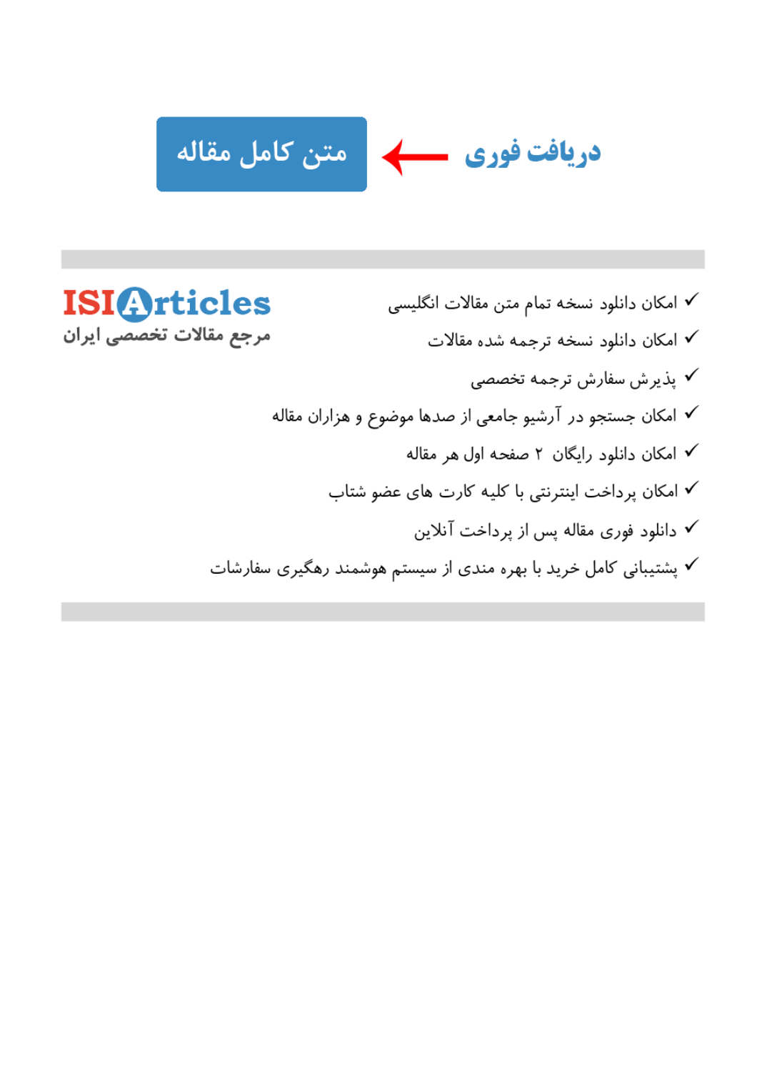دریافت فوری ← متن کامل مقاله

**ISIArticles**
مرجع مقالات تخصصی ایران

- ✓ امکان دانلود نسخه تمام متن مقالات انگلیسی
- ✓ امکان دانلود نسخه ترجمه شده مقالات
- ✓ پذیرش سفارش ترجمه تخصصی
- ✓ امکان جستجو در آرشیو جامعی از صدها موضوع و هزاران مقاله
- ✓ امکان دانلود رایگان ۲ صفحه اول هر مقاله
- ✓ امکان پرداخت اینترنتی با کلیه کارت های عضو شتاب
- ✓ دانلود فوری مقاله پس از پرداخت آنلاین
- ✓ پشتیبانی کامل خرید با بهره مندی از سیستم هوشمند رهگیری سفارشات